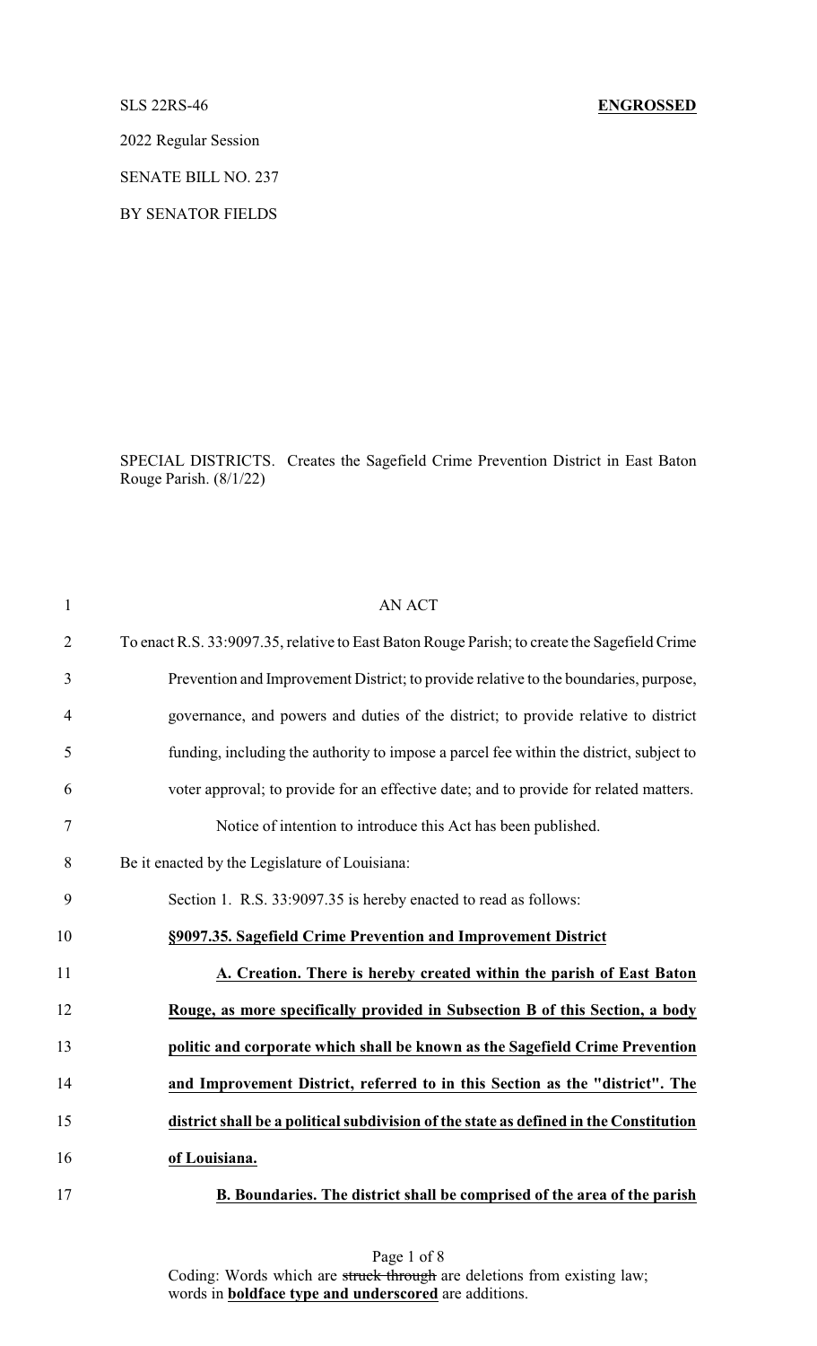SLS 22RS-46 **ENGROSSED**

2022 Regular Session

SENATE BILL NO. 237

BY SENATOR FIELDS

SPECIAL DISTRICTS. Creates the Sagefield Crime Prevention District in East Baton Rouge Parish. (8/1/22)

AN ACT

To enact R.S. 33:9097.35, relative to East Baton Rouge Parish; to create the Sagefield Crime Prevention and Improvement District; to provide relative to the boundaries, purpose, governance, and powers and duties of the district; to provide relative to district funding, including the authority to impose a parcel fee within the district, subject to voter approval; to provide for an effective date; and to provide for related matters.

Notice of intention to introduce this Act has been published.

Be it enacted by the Legislature of Louisiana:

Section 1. R.S. 33:9097.35 is hereby enacted to read as follows:

**§9097.35. Sagefield Crime Prevention and Improvement District**

**A. Creation. There is hereby created within the parish of East Baton Rouge, as more specifically provided in Subsection B of this Section, a body politic and corporate which shall be known as the Sagefield Crime Prevention and Improvement District, referred to in this Section as the "district". The district shall be a political subdivision of the state as defined in the Constitution of Louisiana.**

**B. Boundaries. The district shall be comprised of the area of the parish**

Coding: Words which are ~~struck through~~ are deletions from existing law; words in **boldface type and underscored** are additions.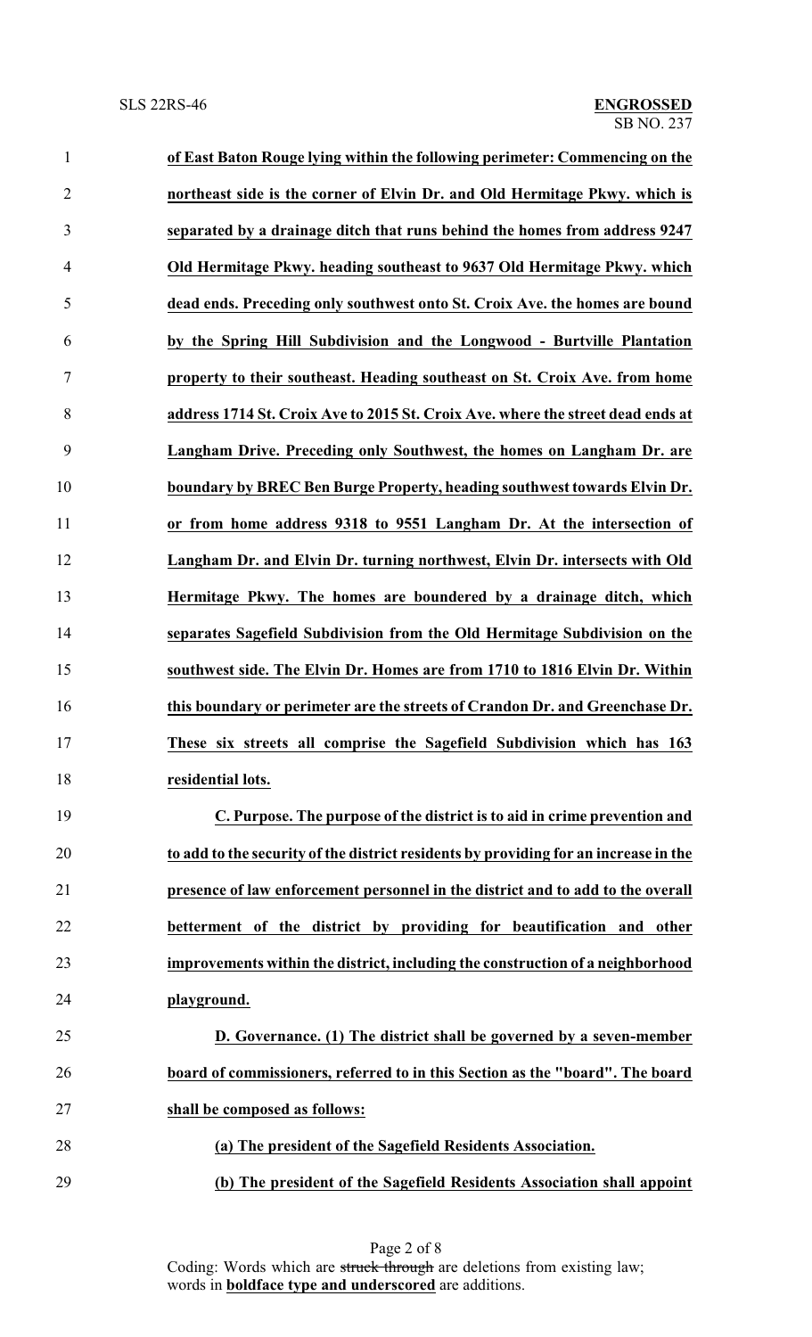**of East Baton Rouge lying within the following perimeter: Commencing on the northeast side is the corner of Elvin Dr. and Old Hermitage Pkwy. which is separated by a drainage ditch that runs behind the homes from address 9247 Old Hermitage Pkwy. heading southeast to 9637 Old Hermitage Pkwy. which dead ends. Preceding only southwest onto St. Croix Ave. the homes are bound by the Spring Hill Subdivision and the Longwood - Burtville Plantation property to their southeast. Heading southeast on St. Croix Ave. from home address 1714 St. Croix Ave to 2015 St. Croix Ave. where the street dead ends at Langham Drive. Preceding only Southwest, the homes on Langham Dr. are boundary by BREC Ben Burge Property, heading southwest towards Elvin Dr. or from home address 9318 to 9551 Langham Dr. At the intersection of Langham Dr. and Elvin Dr. turning northwest, Elvin Dr. intersects with Old Hermitage Pkwy. The homes are boundered by a drainage ditch, which separates Sagefield Subdivision from the Old Hermitage Subdivision on the southwest side. The Elvin Dr. Homes are from 1710 to 1816 Elvin Dr. Within this boundary or perimeter are the streets of Crandon Dr. and Greenchase Dr. These six streets all comprise the Sagefield Subdivision which has 163 residential lots.**

**C. Purpose. The purpose of the district is to aid in crime prevention and to add to the security of the district residents by providing for an increase in the presence of law enforcement personnel in the district and to add to the overall betterment of the district by providing for beautification and other improvements within the district, including the construction of a neighborhood playground.**

**D. Governance. (1) The district shall be governed by a seven-member board of commissioners, referred to in this Section as the "board". The board shall be composed as follows:**

**(a) The president of the Sagefield Residents Association.**

**(b) The president of the Sagefield Residents Association shall appoint**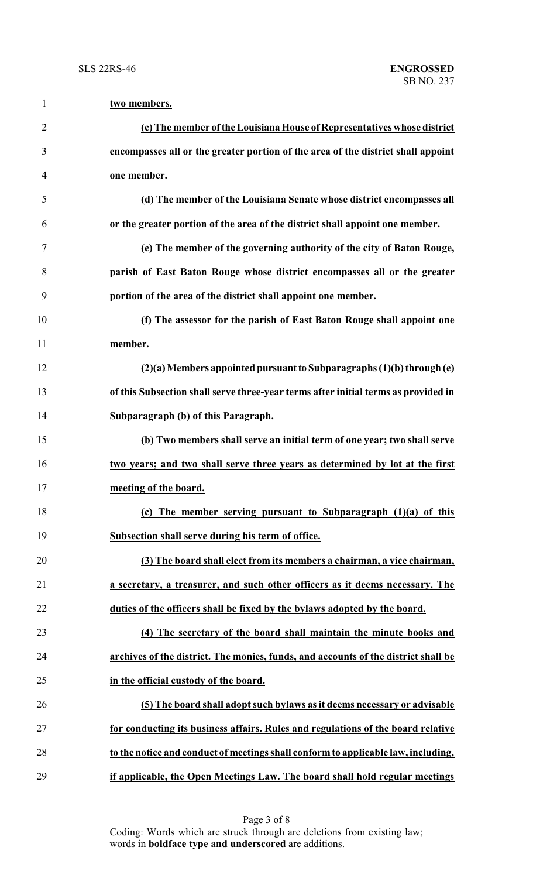**two members.**

**(c) The member of the Louisiana House of Representatives whose district encompasses all or the greater portion of the area of the district shall appoint one member.**

**(d) The member of the Louisiana Senate whose district encompasses all or the greater portion of the area of the district shall appoint one member.**

**(e) The member of the governing authority of the city of Baton Rouge, parish of East Baton Rouge whose district encompasses all or the greater portion of the area of the district shall appoint one member.**

**(f) The assessor for the parish of East Baton Rouge shall appoint one member.**

**(2)(a) Members appointed pursuant to Subparagraphs (1)(b) through (e) of this Subsection shall serve three-year terms after initial terms as provided in Subparagraph (b) of this Paragraph.**

**(b) Two members shall serve an initial term of one year; two shall serve two years; and two shall serve three years as determined by lot at the first meeting of the board.**

**(c) The member serving pursuant to Subparagraph (1)(a) of this Subsection shall serve during his term of office.**

**(3) The board shall elect from its members a chairman, a vice chairman, a secretary, a treasurer, and such other officers as it deems necessary. The duties of the officers shall be fixed by the bylaws adopted by the board.**

**(4) The secretary of the board shall maintain the minute books and archives of the district. The monies, funds, and accounts of the district shall be in the official custody of the board.**

**(5) The board shall adopt such bylaws as it deems necessary or advisable for conducting its business affairs. Rules and regulations of the board relative to the notice and conduct of meetings shall conform to applicable law, including, if applicable, the Open Meetings Law. The board shall hold regular meetings**

Coding: Words which are ~~struck through~~ are deletions from existing law; words in **boldface type and underscored** are additions.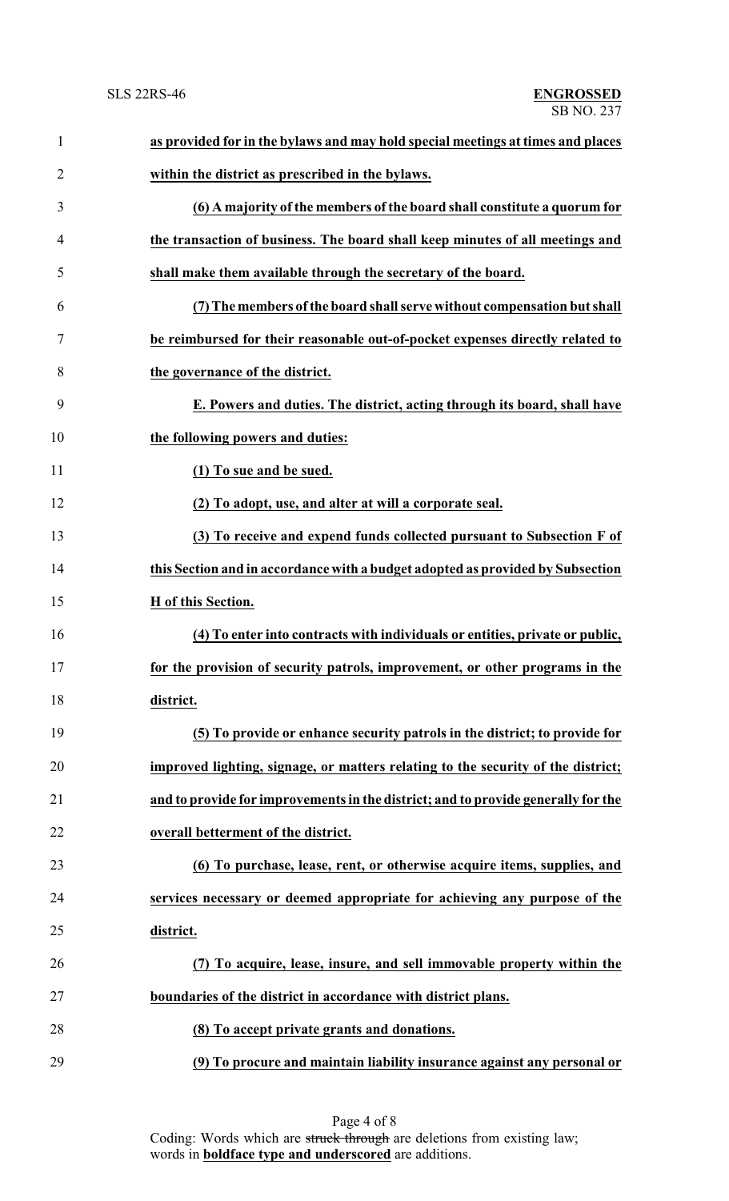**as provided for in the bylaws and may hold special meetings at times and places within the district as prescribed in the bylaws.**

**(6) A majority of the members of the board shall constitute a quorum for the transaction of business. The board shall keep minutes of all meetings and shall make them available through the secretary of the board.**

**(7) The members of the board shall serve without compensation but shall be reimbursed for their reasonable out-of-pocket expenses directly related to the governance of the district.**

**E. Powers and duties. The district, acting through its board, shall have the following powers and duties:**

**(1) To sue and be sued.**

**(2) To adopt, use, and alter at will a corporate seal.**

**(3) To receive and expend funds collected pursuant to Subsection F of this Section and in accordance with a budget adopted as provided by Subsection H of this Section.**

**(4) To enter into contracts with individuals or entities, private or public, for the provision of security patrols, improvement, or other programs in the district.**

**(5) To provide or enhance security patrols in the district; to provide for improved lighting, signage, or matters relating to the security of the district; and to provide for improvements in the district; and to provide generally for the overall betterment of the district.**

**(6) To purchase, lease, rent, or otherwise acquire items, supplies, and services necessary or deemed appropriate for achieving any purpose of the district.**

**(7) To acquire, lease, insure, and sell immovable property within the boundaries of the district in accordance with district plans.**

**(8) To accept private grants and donations.**

**(9) To procure and maintain liability insurance against any personal or**

Coding: Words which are ~~struck through~~ are deletions from existing law; words in **boldface type and underscored** are additions.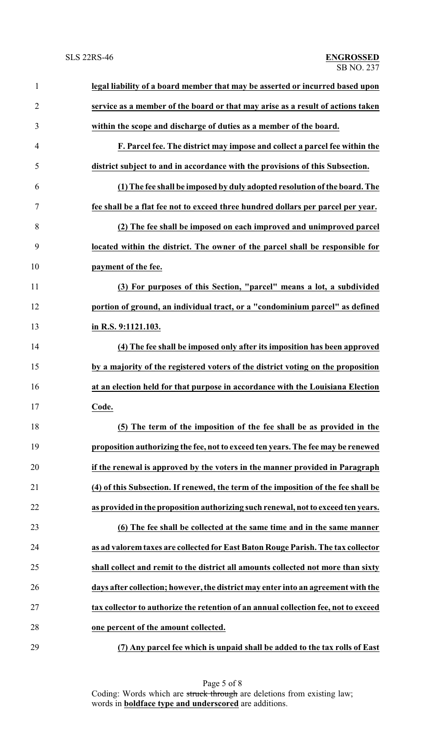**legal liability of a board member that may be asserted or incurred based upon service as a member of the board or that may arise as a result of actions taken within the scope and discharge of duties as a member of the board.**

**F. Parcel fee. The district may impose and collect a parcel fee within the district subject to and in accordance with the provisions of this Subsection.**

**(1) The fee shall be imposed by duly adopted resolution of the board. The fee shall be a flat fee not to exceed three hundred dollars per parcel per year.**

**(2) The fee shall be imposed on each improved and unimproved parcel located within the district. The owner of the parcel shall be responsible for payment of the fee.**

**(3) For purposes of this Section, "parcel" means a lot, a subdivided portion of ground, an individual tract, or a "condominium parcel" as defined in R.S. 9:1121.103.**

**(4) The fee shall be imposed only after its imposition has been approved by a majority of the registered voters of the district voting on the proposition at an election held for that purpose in accordance with the Louisiana Election Code.**

**(5) The term of the imposition of the fee shall be as provided in the proposition authorizing the fee, not to exceed ten years. The fee may be renewed if the renewal is approved by the voters in the manner provided in Paragraph (4) of this Subsection. If renewed, the term of the imposition of the fee shall be as provided in the proposition authorizing such renewal, not to exceed ten years.**

**(6) The fee shall be collected at the same time and in the same manner as ad valorem taxes are collected for East Baton Rouge Parish. The tax collector shall collect and remit to the district all amounts collected not more than sixty days after collection; however, the district may enter into an agreement with the tax collector to authorize the retention of an annual collection fee, not to exceed one percent of the amount collected.**

**(7) Any parcel fee which is unpaid shall be added to the tax rolls of East**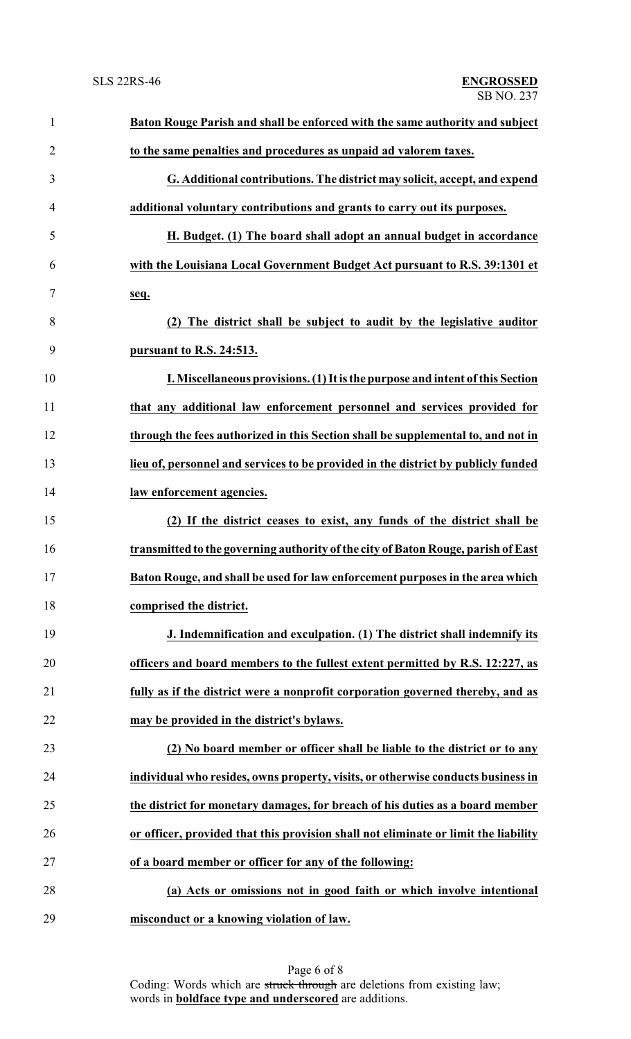**Baton Rouge Parish and shall be enforced with the same authority and subject to the same penalties and procedures as unpaid ad valorem taxes.**

**G. Additional contributions. The district may solicit, accept, and expend additional voluntary contributions and grants to carry out its purposes.**

**H. Budget. (1) The board shall adopt an annual budget in accordance with the Louisiana Local Government Budget Act pursuant to R.S. 39:1301 et seq.**

**(2) The district shall be subject to audit by the legislative auditor pursuant to R.S. 24:513.**

**I. Miscellaneous provisions. (1) It is the purpose and intent of this Section that any additional law enforcement personnel and services provided for through the fees authorized in this Section shall be supplemental to, and not in lieu of, personnel and services to be provided in the district by publicly funded law enforcement agencies.**

**(2) If the district ceases to exist, any funds of the district shall be transmitted to the governing authority of the city of Baton Rouge, parish of East Baton Rouge, and shall be used for law enforcement purposes in the area which comprised the district.**

**J. Indemnification and exculpation. (1) The district shall indemnify its officers and board members to the fullest extent permitted by R.S. 12:227, as fully as if the district were a nonprofit corporation governed thereby, and as may be provided in the district's bylaws.**

**(2) No board member or officer shall be liable to the district or to any individual who resides, owns property, visits, or otherwise conducts business in the district for monetary damages, for breach of his duties as a board member or officer, provided that this provision shall not eliminate or limit the liability of a board member or officer for any of the following:**

**(a) Acts or omissions not in good faith or which involve intentional misconduct or a knowing violation of law.**

Coding: Words which are ~~struck through~~ are deletions from existing law; words in **boldface type and underscored** are additions.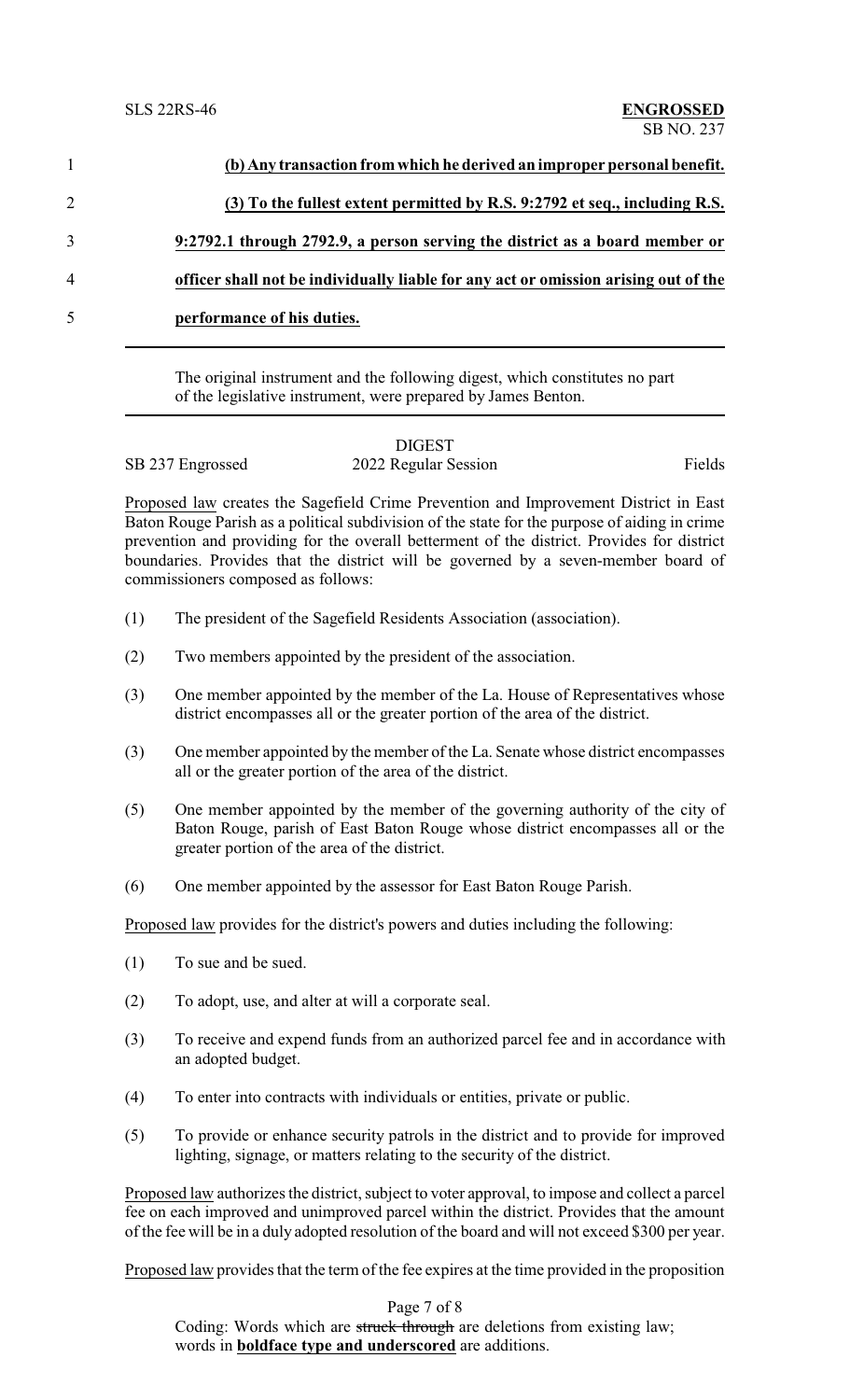1 **(b) Any transaction from which he derived an improper personal benefit.**

2 **(3) To the fullest extent permitted by R.S. 9:2792 et seq., including R.S.**

3 **9:2792.1 through 2792.9, a person serving the district as a board member or**

4 **officer shall not be individually liable for any act or omission arising out of the**

5 **performance of his duties.**

---

The original instrument and the following digest, which constitutes no part of the legislative instrument, were prepared by James Benton.

---

DIGEST

SB 237 Engrossed 2022 Regular Session Fields

Proposed law creates the Sagefield Crime Prevention and Improvement District in East Baton Rouge Parish as a political subdivision of the state for the purpose of aiding in crime prevention and providing for the overall betterment of the district. Provides for district boundaries. Provides that the district will be governed by a seven-member board of commissioners composed as follows:

(1) The president of the Sagefield Residents Association (association).

(2) Two members appointed by the president of the association.

(3) One member appointed by the member of the La. House of Representatives whose district encompasses all or the greater portion of the area of the district.

(3) One member appointed by the member of the La. Senate whose district encompasses all or the greater portion of the area of the district.

(5) One member appointed by the member of the governing authority of the city of Baton Rouge, parish of East Baton Rouge whose district encompasses all or the greater portion of the area of the district.

(6) One member appointed by the assessor for East Baton Rouge Parish.

Proposed law provides for the district's powers and duties including the following:

(1) To sue and be sued.

(2) To adopt, use, and alter at will a corporate seal.

(3) To receive and expend funds from an authorized parcel fee and in accordance with an adopted budget.

(4) To enter into contracts with individuals or entities, private or public.

(5) To provide or enhance security patrols in the district and to provide for improved lighting, signage, or matters relating to the security of the district.

Proposed law authorizes the district, subject to voter approval, to impose and collect a parcel fee on each improved and unimproved parcel within the district. Provides that the amount of the fee will be in a duly adopted resolution of the board and will not exceed $300 per year.

Proposed law provides that the term of the fee expires at the time provided in the proposition

Coding: Words which are ~~struck through~~ are deletions from existing law; words in **boldface type and underscored** are additions.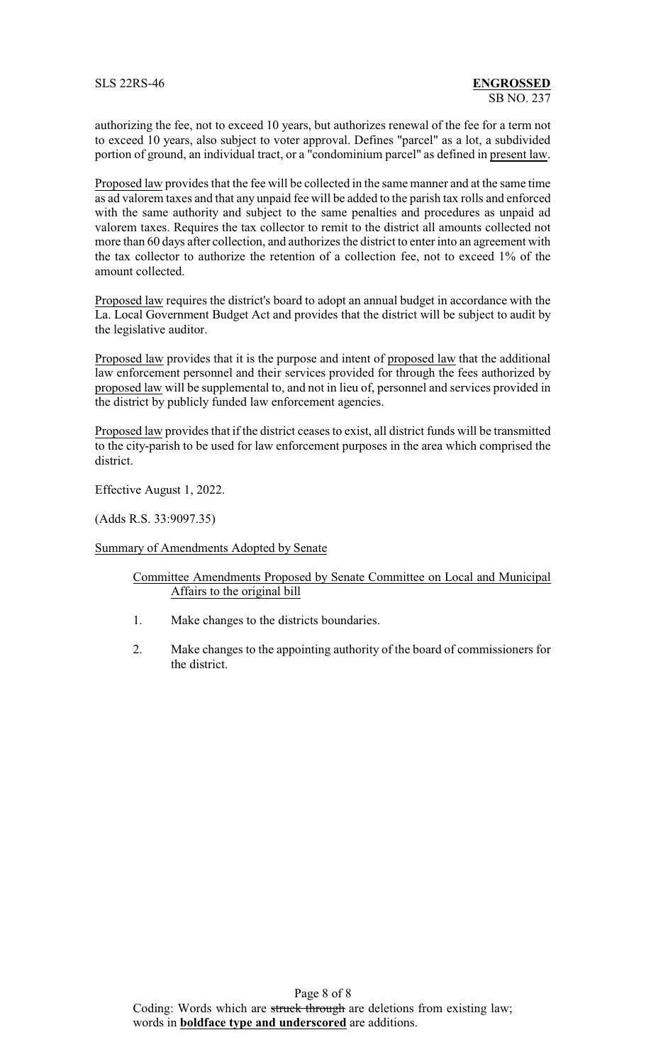authorizing the fee, not to exceed 10 years, but authorizes renewal of the fee for a term not to exceed 10 years, also subject to voter approval. Defines "parcel" as a lot, a subdivided portion of ground, an individual tract, or a "condominium parcel" as defined in present law.

Proposed law provides that the fee will be collected in the same manner and at the same time as ad valorem taxes and that any unpaid fee will be added to the parish tax rolls and enforced with the same authority and subject to the same penalties and procedures as unpaid ad valorem taxes. Requires the tax collector to remit to the district all amounts collected not more than 60 days after collection, and authorizes the district to enter into an agreement with the tax collector to authorize the retention of a collection fee, not to exceed 1% of the amount collected.

Proposed law requires the district's board to adopt an annual budget in accordance with the La. Local Government Budget Act and provides that the district will be subject to audit by the legislative auditor.

Proposed law provides that it is the purpose and intent of proposed law that the additional law enforcement personnel and their services provided for through the fees authorized by proposed law will be supplemental to, and not in lieu of, personnel and services provided in the district by publicly funded law enforcement agencies.

Proposed law provides that if the district ceases to exist, all district funds will be transmitted to the city-parish to be used for law enforcement purposes in the area which comprised the district.

Effective August 1, 2022.

(Adds R.S. 33:9097.35)

Summary of Amendments Adopted by Senate

Committee Amendments Proposed by Senate Committee on Local and Municipal Affairs to the original bill

1. Make changes to the districts boundaries.
2. Make changes to the appointing authority of the board of commissioners for the district.